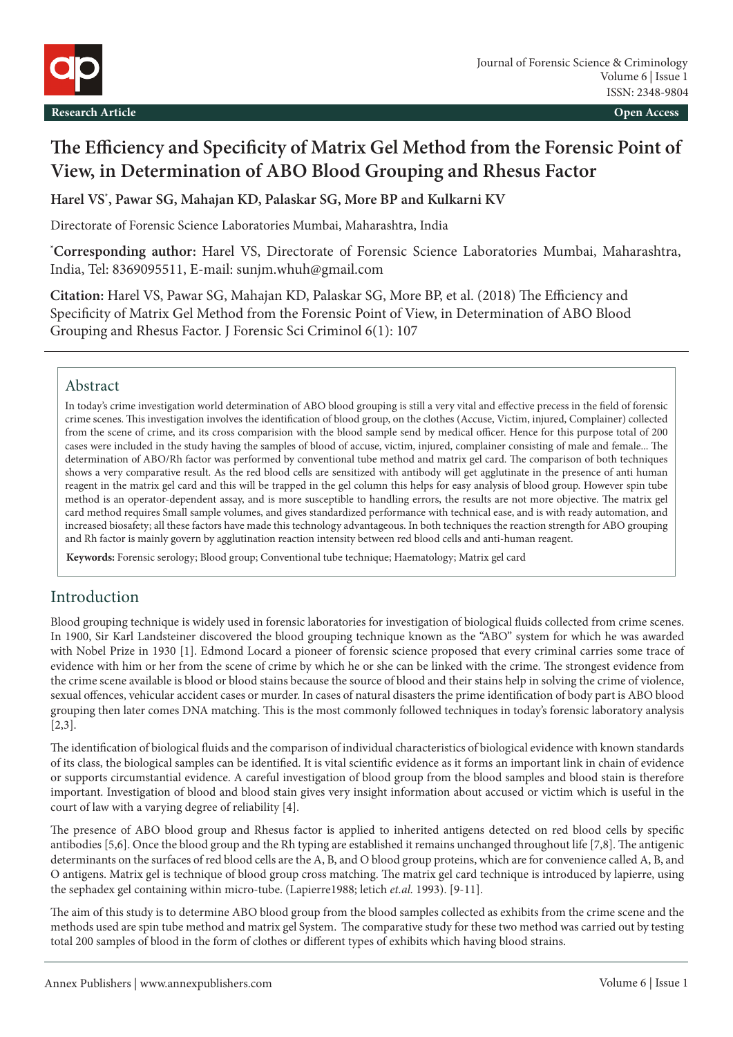Research Article

Open Access

# The Efficiency and Specificity of Matrix Gel Method from the Forensic Point of View, in Determination of ABO Blood Grouping and Rhesus Factor

**Harel VS*, Pawar SG, Mahajan KD, Palaskar SG, More BP and Kulkarni KV**

Directorate of Forensic Science Laboratories Mumbai, Maharashtra, India

***Corresponding author:** Harel VS, Directorate of Forensic Science Laboratories Mumbai, Maharashtra, India, Tel: 8369095511, E-mail: sunjm.whuh@gmail.com

**Citation:** Harel VS, Pawar SG, Mahajan KD, Palaskar SG, More BP, et al. (2018) The Efficiency and Specificity of Matrix Gel Method from the Forensic Point of View, in Determination of ABO Blood Grouping and Rhesus Factor. J Forensic Sci Criminol 6(1): 107

## Abstract

In today's crime investigation world determination of ABO blood grouping is still a very vital and effective precess in the field of forensic crime scenes. This investigation involves the identification of blood group, on the clothes (Accuse, Victim, injured, Complainer) collected from the scene of crime, and its cross comparision with the blood sample send by medical officer. Hence for this purpose total of 200 cases were included in the study having the samples of blood of accuse, victim, injured, complainer consisting of male and female... The determination of ABO/Rh factor was performed by conventional tube method and matrix gel card. The comparison of both techniques shows a very comparative result. As the red blood cells are sensitized with antibody will get agglutinate in the presence of anti human reagent in the matrix gel card and this will be trapped in the gel column this helps for easy analysis of blood group. However spin tube method is an operator-dependent assay, and is more susceptible to handling errors, the results are not more objective. The matrix gel card method requires Small sample volumes, and gives standardized performance with technical ease, and is with ready automation, and increased biosafety; all these factors have made this technology advantageous. In both techniques the reaction strength for ABO grouping and Rh factor is mainly govern by agglutination reaction intensity between red blood cells and anti-human reagent.

**Keywords:** Forensic serology; Blood group; Conventional tube technique; Haematology; Matrix gel card

## Introduction

Blood grouping technique is widely used in forensic laboratories for investigation of biological fluids collected from crime scenes. In 1900, Sir Karl Landsteiner discovered the blood grouping technique known as the "ABO" system for which he was awarded with Nobel Prize in 1930 [1]. Edmond Locard a pioneer of forensic science proposed that every criminal carries some trace of evidence with him or her from the scene of crime by which he or she can be linked with the crime. The strongest evidence from the crime scene available is blood or blood stains because the source of blood and their stains help in solving the crime of violence, sexual offences, vehicular accident cases or murder. In cases of natural disasters the prime identification of body part is ABO blood grouping then later comes DNA matching. This is the most commonly followed techniques in today's forensic laboratory analysis [2,3].

The identification of biological fluids and the comparison of individual characteristics of biological evidence with known standards of its class, the biological samples can be identified. It is vital scientific evidence as it forms an important link in chain of evidence or supports circumstantial evidence. A careful investigation of blood group from the blood samples and blood stain is therefore important. Investigation of blood and blood stain gives very insight information about accused or victim which is useful in the court of law with a varying degree of reliability [4].

The presence of ABO blood group and Rhesus factor is applied to inherited antigens detected on red blood cells by specific antibodies [5,6]. Once the blood group and the Rh typing are established it remains unchanged throughout life [7,8]. The antigenic determinants on the surfaces of red blood cells are the A, B, and O blood group proteins, which are for convenience called A, B, and O antigens. Matrix gel is technique of blood group cross matching. The matrix gel card technique is introduced by lapierre, using the sephadex gel containing within micro-tube. (Lapierre1988; letich *et.al.* 1993). [9-11].

The aim of this study is to determine ABO blood group from the blood samples collected as exhibits from the crime scene and the methods used are spin tube method and matrix gel System. The comparative study for these two method was carried out by testing total 200 samples of blood in the form of clothes or different types of exhibits which having blood strains.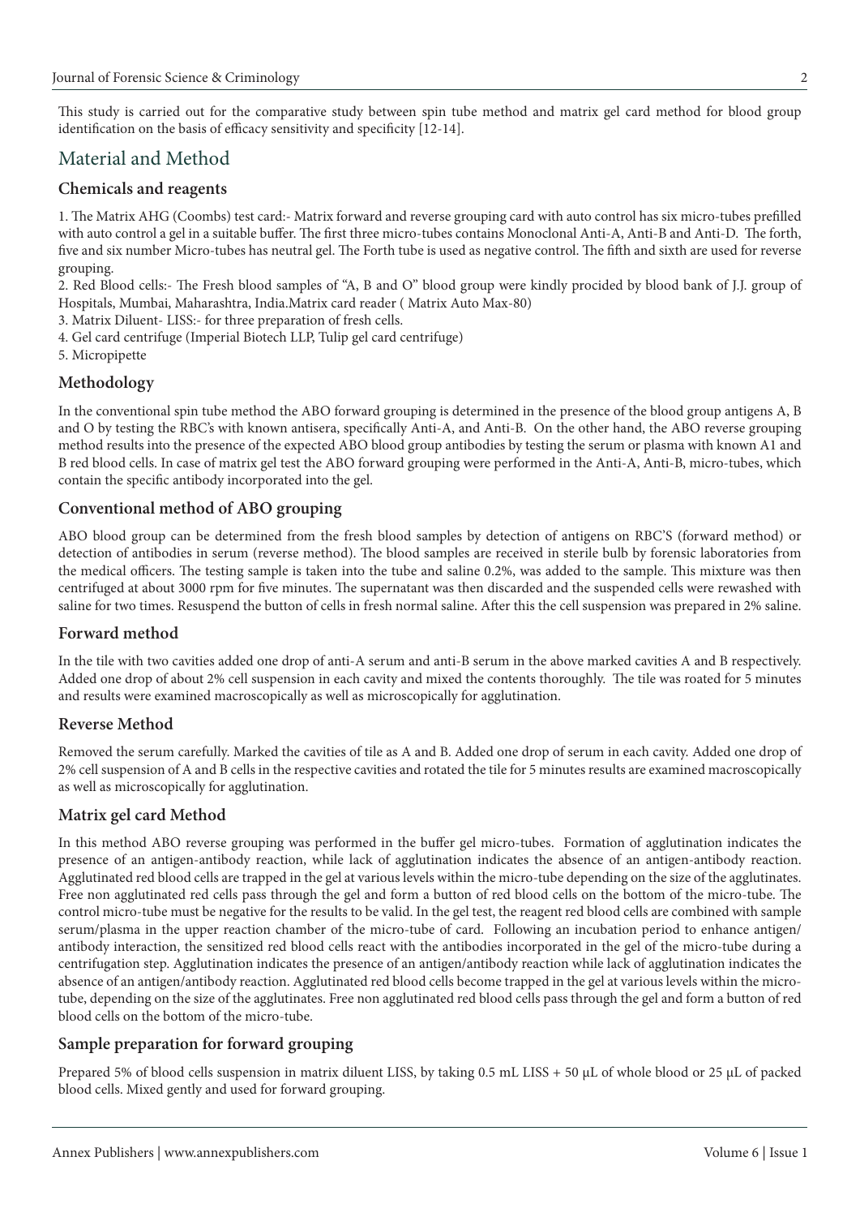This study is carried out for the comparative study between spin tube method and matrix gel card method for blood group identification on the basis of efficacy sensitivity and specificity [12-14].

## Material and Method

### Chemicals and reagents

1. The Matrix AHG (Coombs) test card:- Matrix forward and reverse grouping card with auto control has six micro-tubes prefilled with auto control a gel in a suitable buffer. The first three micro-tubes contains Monoclonal Anti-A, Anti-B and Anti-D. The forth, five and six number Micro-tubes has neutral gel. The Forth tube is used as negative control. The fifth and sixth are used for reverse grouping.
2. Red Blood cells:- The Fresh blood samples of "A, B and O" blood group were kindly procided by blood bank of J.J. group of Hospitals, Mumbai, Maharashtra, India.Matrix card reader ( Matrix Auto Max-80)
3. Matrix Diluent- LISS:- for three preparation of fresh cells.
4. Gel card centrifuge (Imperial Biotech LLP, Tulip gel card centrifuge)
5. Micropipette

### Methodology

In the conventional spin tube method the ABO forward grouping is determined in the presence of the blood group antigens A, B and O by testing the RBC's with known antisera, specifically Anti-A, and Anti-B. On the other hand, the ABO reverse grouping method results into the presence of the expected ABO blood group antibodies by testing the serum or plasma with known A1 and B red blood cells. In case of matrix gel test the ABO forward grouping were performed in the Anti-A, Anti-B, micro-tubes, which contain the specific antibody incorporated into the gel.

### Conventional method of ABO grouping

ABO blood group can be determined from the fresh blood samples by detection of antigens on RBC'S (forward method) or detection of antibodies in serum (reverse method). The blood samples are received in sterile bulb by forensic laboratories from the medical officers. The testing sample is taken into the tube and saline 0.2%, was added to the sample. This mixture was then centrifuged at about 3000 rpm for five minutes. The supernatant was then discarded and the suspended cells were rewashed with saline for two times. Resuspend the button of cells in fresh normal saline. After this the cell suspension was prepared in 2% saline.

### Forward method

In the tile with two cavities added one drop of anti-A serum and anti-B serum in the above marked cavities A and B respectively. Added one drop of about 2% cell suspension in each cavity and mixed the contents thoroughly. The tile was roated for 5 minutes and results were examined macroscopically as well as microscopically for agglutination.

### Reverse Method

Removed the serum carefully. Marked the cavities of tile as A and B. Added one drop of serum in each cavity. Added one drop of 2% cell suspension of A and B cells in the respective cavities and rotated the tile for 5 minutes results are examined macroscopically as well as microscopically for agglutination.

### Matrix gel card Method

In this method ABO reverse grouping was performed in the buffer gel micro-tubes. Formation of agglutination indicates the presence of an antigen-antibody reaction, while lack of agglutination indicates the absence of an antigen-antibody reaction. Agglutinated red blood cells are trapped in the gel at various levels within the micro-tube depending on the size of the agglutinates. Free non agglutinated red cells pass through the gel and form a button of red blood cells on the bottom of the micro-tube. The control micro-tube must be negative for the results to be valid. In the gel test, the reagent red blood cells are combined with sample serum/plasma in the upper reaction chamber of the micro-tube of card. Following an incubation period to enhance antigen/antibody interaction, the sensitized red blood cells react with the antibodies incorporated in the gel of the micro-tube during a centrifugation step. Agglutination indicates the presence of an antigen/antibody reaction while lack of agglutination indicates the absence of an antigen/antibody reaction. Agglutinated red blood cells become trapped in the gel at various levels within the micro-tube, depending on the size of the agglutinates. Free non agglutinated red blood cells pass through the gel and form a button of red blood cells on the bottom of the micro-tube.

### Sample preparation for forward grouping

Prepared 5% of blood cells suspension in matrix diluent LISS, by taking 0.5 mL LISS + 50 μL of whole blood or 25 μL of packed blood cells. Mixed gently and used for forward grouping.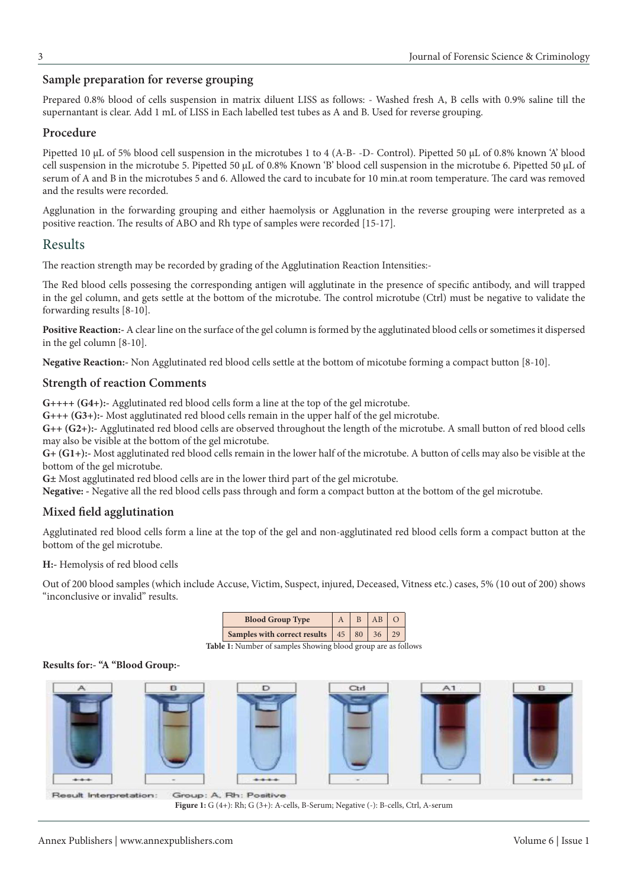## Sample preparation for reverse grouping

Prepared 0.8% blood of cells suspension in matrix diluent LISS as follows: - Washed fresh A, B cells with 0.9% saline till the supernatant is clear. Add 1 mL of LISS in Each labelled test tubes as A and B. Used for reverse grouping.

## Procedure

Pipetted 10 μL of 5% blood cell suspension in the microtubes 1 to 4 (A-B- -D- Control). Pipetted 50 μL of 0.8% known 'A' blood cell suspension in the microtube 5. Pipetted 50 μL of 0.8% Known 'B' blood cell suspension in the microtube 6. Pipetted 50 μL of serum of A and B in the microtubes 5 and 6. Allowed the card to incubate for 10 min.at room temperature. The card was removed and the results were recorded.

Agglunation in the forwarding grouping and either haemolysis or Agglunation in the reverse grouping were interpreted as a positive reaction. The results of ABO and Rh type of samples were recorded [15-17].

# Results

The reaction strength may be recorded by grading of the Agglutination Reaction Intensities:-

The Red blood cells possesing the corresponding antigen will agglutinate in the presence of specific antibody, and will trapped in the gel column, and gets settle at the bottom of the microtube. The control microtube (Ctrl) must be negative to validate the forwarding results [8-10].

**Positive Reaction:-** A clear line on the surface of the gel column is formed by the agglutinated blood cells or sometimes it dispersed in the gel column [8-10].

**Negative Reaction:-** Non Agglutinated red blood cells settle at the bottom of micotube forming a compact button [8-10].

## Strength of reaction Comments

**G++++ (G4+):-** Agglutinated red blood cells form a line at the top of the gel microtube.
**G+++ (G3+):-** Most agglutinated red blood cells remain in the upper half of the gel microtube.
**G++ (G2+):-** Agglutinated red blood cells are observed throughout the length of the microtube. A small button of red blood cells may also be visible at the bottom of the gel microtube.
**G+ (G1+):-** Most agglutinated red blood cells remain in the lower half of the microtube. A button of cells may also be visible at the bottom of the gel microtube.
**G±** Most agglutinated red blood cells are in the lower third part of the gel microtube.
**Negative:** - Negative all the red blood cells pass through and form a compact button at the bottom of the gel microtube.

## Mixed field agglutination

Agglutinated red blood cells form a line at the top of the gel and non-agglutinated red blood cells form a compact button at the bottom of the gel microtube.

**H:-** Hemolysis of red blood cells

Out of 200 blood samples (which include Accuse, Victim, Suspect, injured, Deceased, Vitness etc.) cases, 5% (10 out of 200) shows "inconclusive or invalid" results.

| Blood Group Type | A | B | AB | O |
|---|---|---|---|---|
| Samples with correct results | 45 | 80 | 36 | 29 |

**Table 1:** Number of samples Showing blood group are as follows

**Results for:- "A "Blood Group:-**

**Figure 1:** G (4+): Rh; G (3+): A-cells, B-Serum; Negative (-): B-cells, Ctrl, A-serum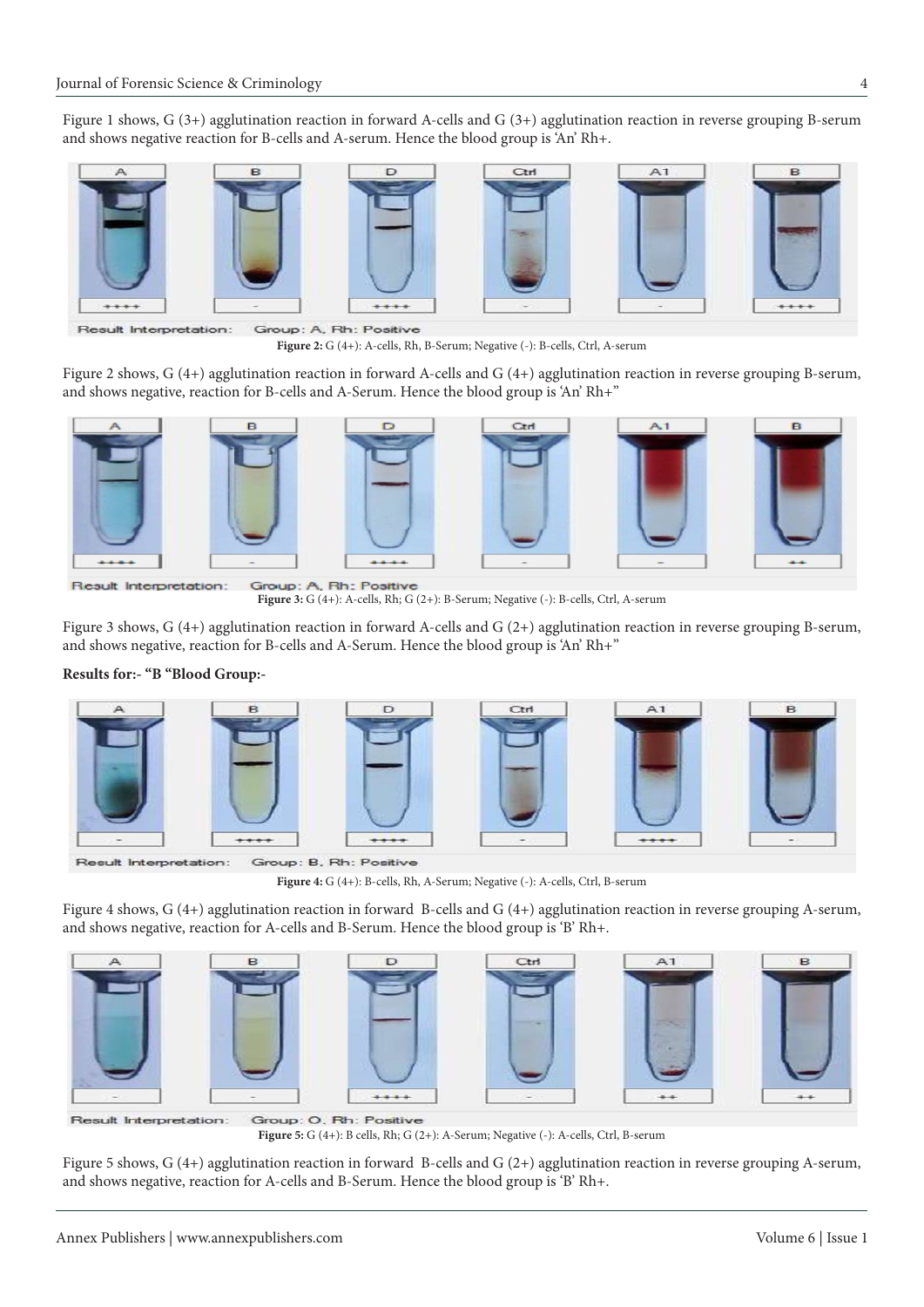Figure 1 shows, G (3+) agglutination reaction in forward A-cells and G (3+) agglutination reaction in reverse grouping B-serum and shows negative reaction for B-cells and A-serum. Hence the blood group is 'An' Rh+.

**Figure 2:** G (4+): A-cells, Rh, B-Serum; Negative (-): B-cells, Ctrl, A-serum

Figure 2 shows, G (4+) agglutination reaction in forward A-cells and G (4+) agglutination reaction in reverse grouping B-serum, and shows negative, reaction for B-cells and A-Serum. Hence the blood group is 'An' Rh+"

**Figure 3:** G (4+): A-cells, Rh; G (2+): B-Serum; Negative (-): B-cells, Ctrl, A-serum

Figure 3 shows, G (4+) agglutination reaction in forward A-cells and G (2+) agglutination reaction in reverse grouping B-serum, and shows negative, reaction for B-cells and A-Serum. Hence the blood group is 'An' Rh+"

**Results for:- "B "Blood Group:-**

**Figure 4:** G (4+): B-cells, Rh, A-Serum; Negative (-): A-cells, Ctrl, B-serum

Figure 4 shows, G (4+) agglutination reaction in forward B-cells and G (4+) agglutination reaction in reverse grouping A-serum, and shows negative, reaction for A-cells and B-Serum. Hence the blood group is 'B' Rh+.

**Figure 5:** G (4+): B cells, Rh; G (2+): A-Serum; Negative (-): A-cells, Ctrl, B-serum

Figure 5 shows, G (4+) agglutination reaction in forward B-cells and G (2+) agglutination reaction in reverse grouping A-serum, and shows negative, reaction for A-cells and B-Serum. Hence the blood group is 'B' Rh+.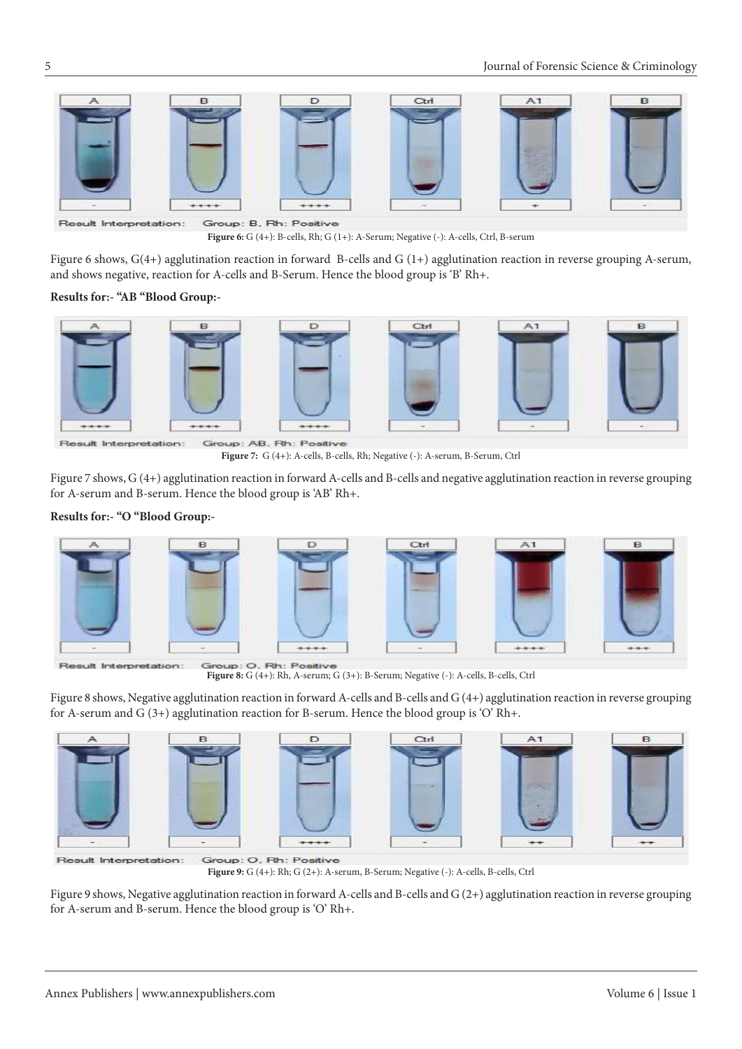**Figure 6:** G (4+): B-cells, Rh; G (1+): A-Serum; Negative (-): A-cells, Ctrl, B-serum

Figure 6 shows, G(4+) agglutination reaction in forward B-cells and G (1+) agglutination reaction in reverse grouping A-serum, and shows negative, reaction for A-cells and B-Serum. Hence the blood group is 'B' Rh+.

**Results for:- "AB "Blood Group:-**

**Figure 7:** G (4+): A-cells, B-cells, Rh; Negative (-): A-serum, B-Serum, Ctrl

Figure 7 shows, G (4+) agglutination reaction in forward A-cells and B-cells and negative agglutination reaction in reverse grouping for A-serum and B-serum. Hence the blood group is 'AB' Rh+.

**Results for:- "O "Blood Group:-**

**Figure 8:** G (4+): Rh, A-serum; G (3+): B-Serum; Negative (-): A-cells, B-cells, Ctrl

Figure 8 shows, Negative agglutination reaction in forward A-cells and B-cells and G (4+) agglutination reaction in reverse grouping for A-serum and G (3+) agglutination reaction for B-serum. Hence the blood group is 'O' Rh+.

**Figure 9:** G (4+): Rh; G (2+): A-serum, B-Serum; Negative (-): A-cells, B-cells, Ctrl

Figure 9 shows, Negative agglutination reaction in forward A-cells and B-cells and G (2+) agglutination reaction in reverse grouping for A-serum and B-serum. Hence the blood group is 'O' Rh+.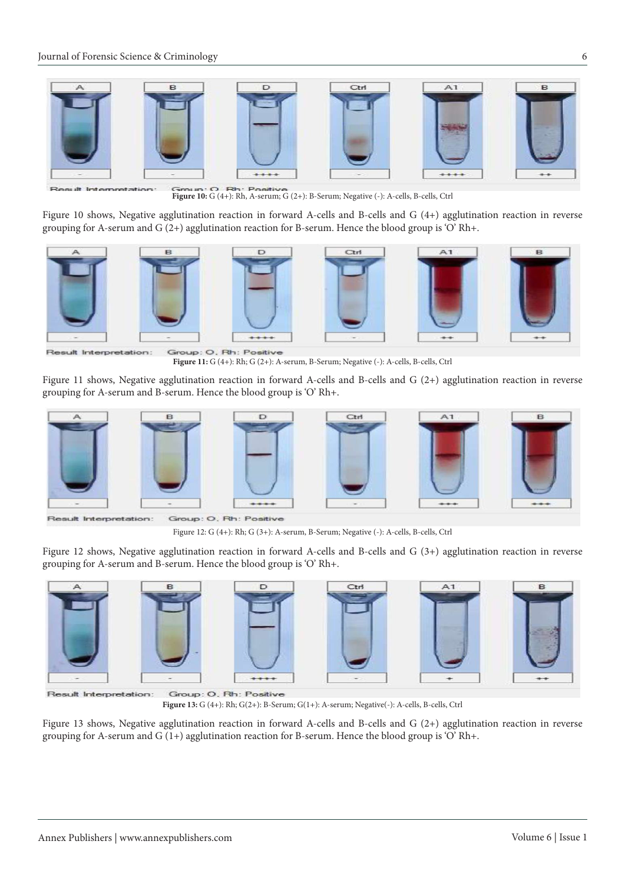**Figure 10:** G (4+): Rh, A-serum; G (2+): B-Serum; Negative (-): A-cells, B-cells, Ctrl

Figure 10 shows, Negative agglutination reaction in forward A-cells and B-cells and G (4+) agglutination reaction in reverse grouping for A-serum and G (2+) agglutination reaction for B-serum. Hence the blood group is 'O' Rh+.

**Figure 11:** G (4+): Rh; G (2+): A-serum, B-Serum; Negative (-): A-cells, B-cells, Ctrl

Figure 11 shows, Negative agglutination reaction in forward A-cells and B-cells and G (2+) agglutination reaction in reverse grouping for A-serum and B-serum. Hence the blood group is 'O' Rh+.

Figure 12: G (4+): Rh; G (3+): A-serum, B-Serum; Negative (-): A-cells, B-cells, Ctrl

Figure 12 shows, Negative agglutination reaction in forward A-cells and B-cells and G (3+) agglutination reaction in reverse grouping for A-serum and B-serum. Hence the blood group is 'O' Rh+.

**Figure 13:** G (4+): Rh; G(2+): B-Serum; G(1+): A-serum; Negative(-): A-cells, B-cells, Ctrl

Figure 13 shows, Negative agglutination reaction in forward A-cells and B-cells and G (2+) agglutination reaction in reverse grouping for A-serum and G (1+) agglutination reaction for B-serum. Hence the blood group is 'O' Rh+.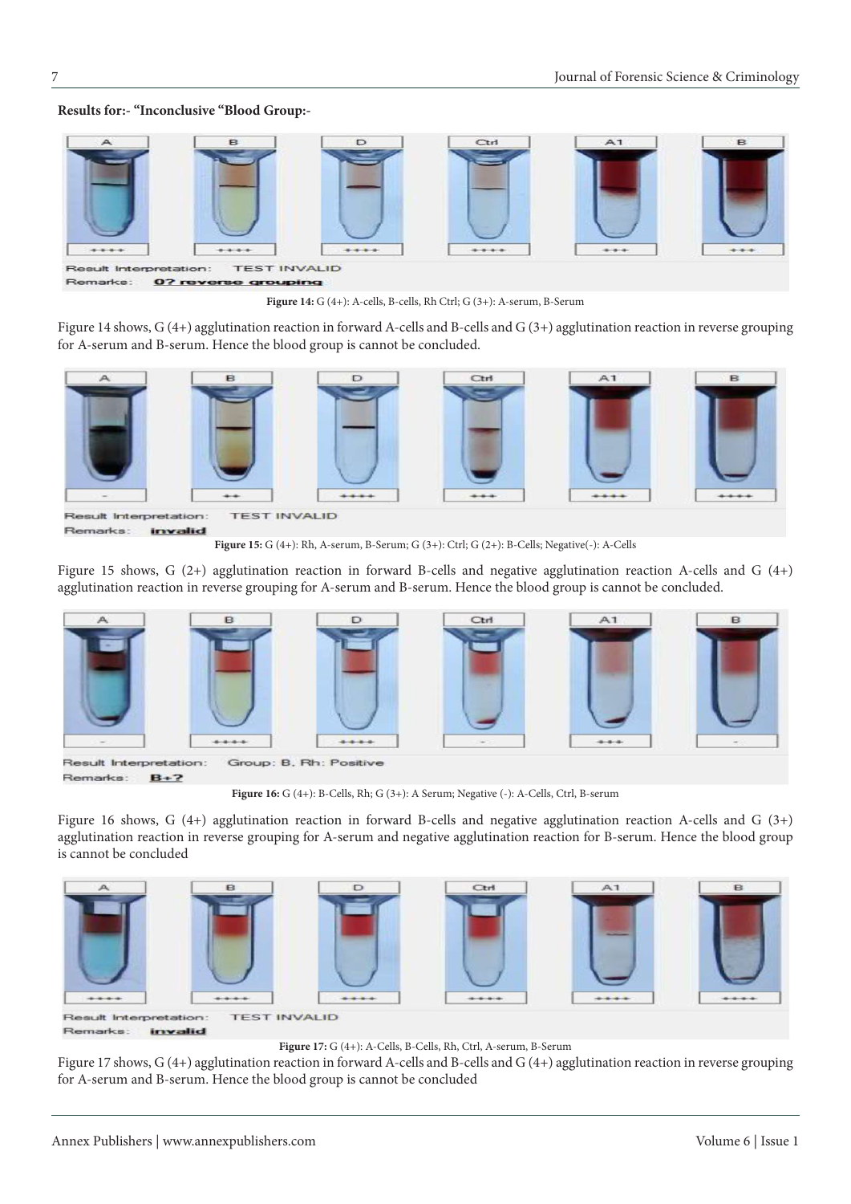**Results for:- "Inconclusive "Blood Group:-**

**Figure 14:** G (4+): A-cells, B-cells, Rh Ctrl; G (3+): A-serum, B-Serum

Figure 14 shows, G (4+) agglutination reaction in forward A-cells and B-cells and G (3+) agglutination reaction in reverse grouping for A-serum and B-serum. Hence the blood group is cannot be concluded.

**Figure 15:** G (4+): Rh, A-serum, B-Serum; G (3+): Ctrl; G (2+): B-Cells; Negative(-): A-Cells

Figure 15 shows, G (2+) agglutination reaction in forward B-cells and negative agglutination reaction A-cells and G (4+) agglutination reaction in reverse grouping for A-serum and B-serum. Hence the blood group is cannot be concluded.

**Figure 16:** G (4+): B-Cells, Rh; G (3+): A Serum; Negative (-): A-Cells, Ctrl, B-serum

Figure 16 shows, G (4+) agglutination reaction in forward B-cells and negative agglutination reaction A-cells and G (3+) agglutination reaction in reverse grouping for A-serum and negative agglutination reaction for B-serum. Hence the blood group is cannot be concluded

**Figure 17:** G (4+): A-Cells, B-Cells, Rh, Ctrl, A-serum, B-Serum

Figure 17 shows, G (4+) agglutination reaction in forward A-cells and B-cells and G (4+) agglutination reaction in reverse grouping for A-serum and B-serum. Hence the blood group is cannot be concluded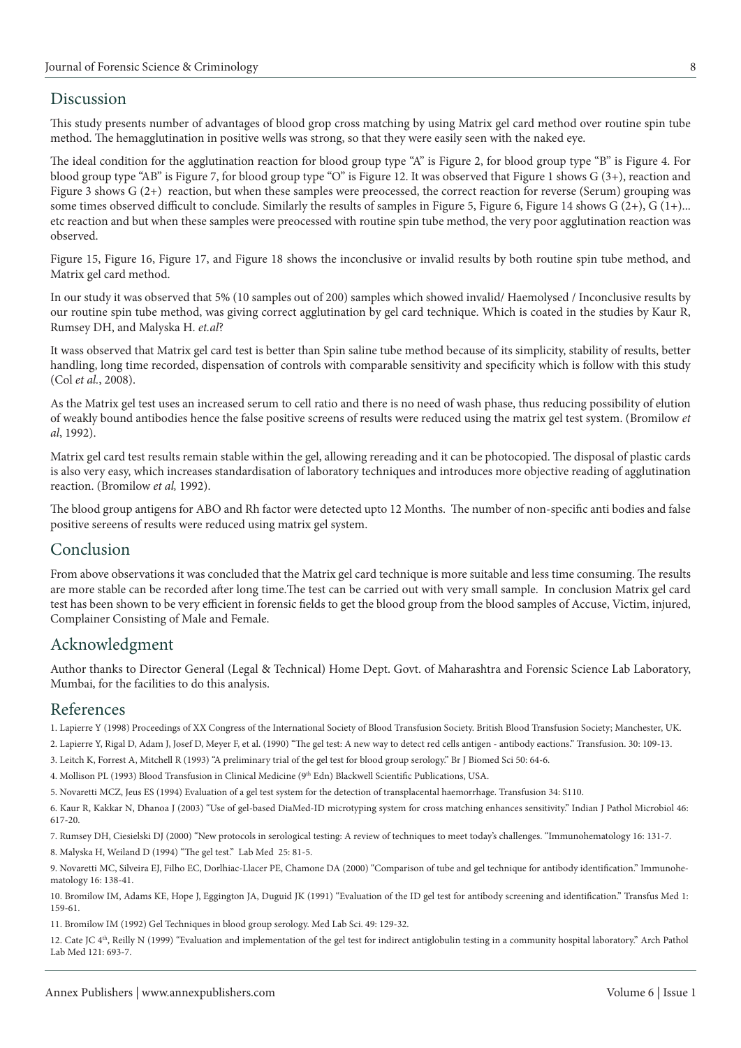## Discussion

This study presents number of advantages of blood grop cross matching by using Matrix gel card method over routine spin tube method. The hemagglutination in positive wells was strong, so that they were easily seen with the naked eye.

The ideal condition for the agglutination reaction for blood group type "A" is Figure 2, for blood group type "B" is Figure 4. For blood group type "AB" is Figure 7, for blood group type "O" is Figure 12. It was observed that Figure 1 shows G (3+), reaction and Figure 3 shows G (2+) reaction, but when these samples were preocessed, the correct reaction for reverse (Serum) grouping was some times observed difficult to conclude. Similarly the results of samples in Figure 5, Figure 6, Figure 14 shows G (2+), G (1+)... etc reaction and but when these samples were preocessed with routine spin tube method, the very poor agglutination reaction was observed.

Figure 15, Figure 16, Figure 17, and Figure 18 shows the inconclusive or invalid results by both routine spin tube method, and Matrix gel card method.

In our study it was observed that 5% (10 samples out of 200) samples which showed invalid/ Haemolysed / Inconclusive results by our routine spin tube method, was giving correct agglutination by gel card technique. Which is coated in the studies by Kaur R, Rumsey DH, and Malyska H. *et.al*?

It wass observed that Matrix gel card test is better than Spin saline tube method because of its simplicity, stability of results, better handling, long time recorded, dispensation of controls with comparable sensitivity and specificity which is follow with this study (Col *et al.*, 2008).

As the Matrix gel test uses an increased serum to cell ratio and there is no need of wash phase, thus reducing possibility of elution of weakly bound antibodies hence the false positive screens of results were reduced using the matrix gel test system. (Bromilow *et al*, 1992).

Matrix gel card test results remain stable within the gel, allowing rereading and it can be photocopied. The disposal of plastic cards is also very easy, which increases standardisation of laboratory techniques and introduces more objective reading of agglutination reaction. (Bromilow *et al,* 1992).

The blood group antigens for ABO and Rh factor were detected upto 12 Months. The number of non-specific anti bodies and false positive sereens of results were reduced using matrix gel system.

## Conclusion

From above observations it was concluded that the Matrix gel card technique is more suitable and less time consuming. The results are more stable can be recorded after long time.The test can be carried out with very small sample. In conclusion Matrix gel card test has been shown to be very efficient in forensic fields to get the blood group from the blood samples of Accuse, Victim, injured, Complainer Consisting of Male and Female.

## Acknowledgment

Author thanks to Director General (Legal & Technical) Home Dept. Govt. of Maharashtra and Forensic Science Lab Laboratory, Mumbai, for the facilities to do this analysis.

## References

1. Lapierre Y (1998) Proceedings of XX Congress of the International Society of Blood Transfusion Society. British Blood Transfusion Society; Manchester, UK.
2. Lapierre Y, Rigal D, Adam J, Josef D, Meyer F, et al. (1990) "The gel test: A new way to detect red cells antigen - antibody eactions." Transfusion. 30: 109-13.
3. Leitch K, Forrest A, Mitchell R (1993) "A preliminary trial of the gel test for blood group serology." Br J Biomed Sci 50: 64-6.
4. Mollison PL (1993) Blood Transfusion in Clinical Medicine (9th Edn) Blackwell Scientific Publications, USA.
5. Novaretti MCZ, Jeus ES (1994) Evaluation of a gel test system for the detection of transplacental haemorrhage. Transfusion 34: S110.
6. Kaur R, Kakkar N, Dhanoa J (2003) "Use of gel-based DiaMed-ID microtyping system for cross matching enhances sensitivity." Indian J Pathol Microbiol 46: 617-20.
7. Rumsey DH, Ciesielski DJ (2000) "New protocols in serological testing: A review of techniques to meet today's challenges. "Immunohematology 16: 131-7.
8. Malyska H, Weiland D (1994) "The gel test." Lab Med 25: 81-5.
9. Novaretti MC, Silveira EJ, Filho EC, Dorlhiac-Llacer PE, Chamone DA (2000) "Comparison of tube and gel technique for antibody identification." Immunohematology 16: 138-41.
10. Bromilow IM, Adams KE, Hope J, Eggington JA, Duguid JK (1991) "Evaluation of the ID gel test for antibody screening and identification." Transfus Med 1: 159-61.
11. Bromilow IM (1992) Gel Techniques in blood group serology. Med Lab Sci. 49: 129-32.
12. Cate JC 4th, Reilly N (1999) "Evaluation and implementation of the gel test for indirect antiglobulin testing in a community hospital laboratory." Arch Pathol Lab Med 121: 693-7.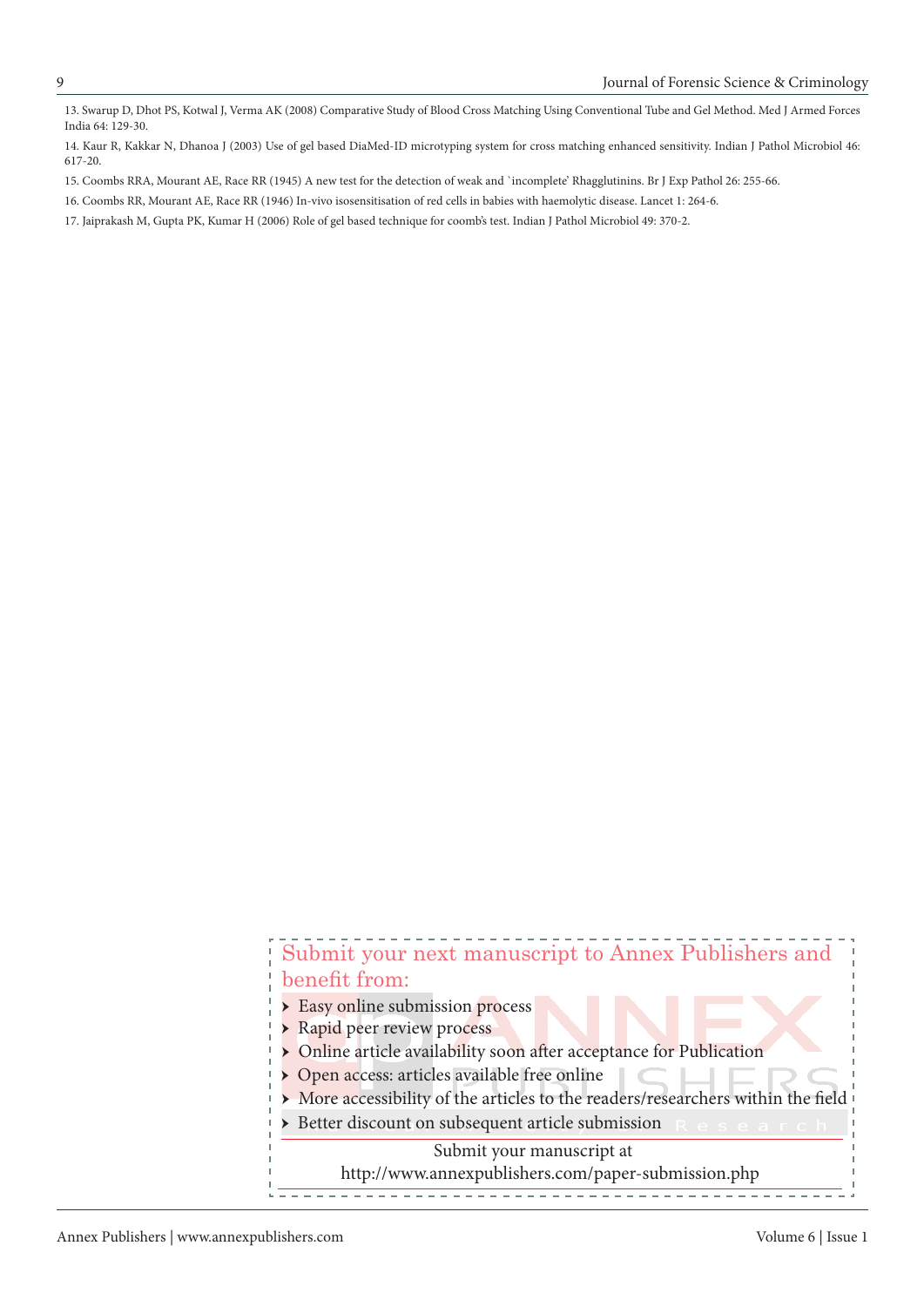13. Swarup D, Dhot PS, Kotwal J, Verma AK (2008) Comparative Study of Blood Cross Matching Using Conventional Tube and Gel Method. Med J Armed Forces India 64: 129-30.

14. Kaur R, Kakkar N, Dhanoa J (2003) Use of gel based DiaMed-ID microtyping system for cross matching enhanced sensitivity. Indian J Pathol Microbiol 46: 617-20.

15. Coombs RRA, Mourant AE, Race RR (1945) A new test for the detection of weak and `incomplete' Rhagglutinins. Br J Exp Pathol 26: 255-66.

16. Coombs RR, Mourant AE, Race RR (1946) In-vivo isosensitisation of red cells in babies with haemolytic disease. Lancet 1: 264-6.

17. Jaiprakash M, Gupta PK, Kumar H (2006) Role of gel based technique for coomb's test. Indian J Pathol Microbiol 49: 370-2.

Submit your next manuscript to Annex Publishers and benefit from:

- Easy online submission process
- Rapid peer review process
- Online article availability soon after acceptance for Publication
- Open access: articles available free online
- More accessibility of the articles to the readers/researchers within the field
- Better discount on subsequent article submission

Submit your manuscript at
http://www.annexpublishers.com/paper-submission.php